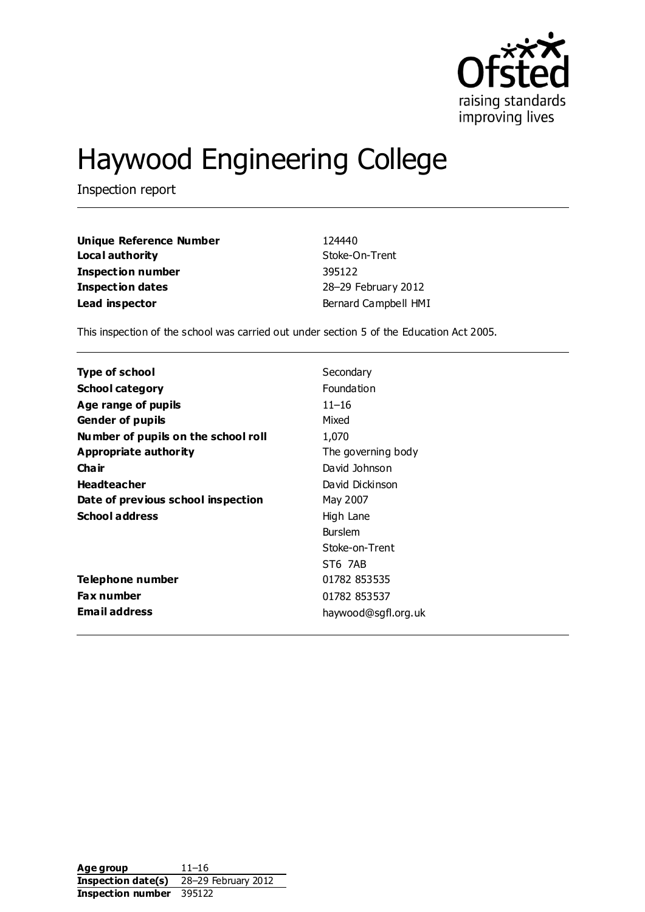# Haywood Engineering College

Inspection report

| | |
|---|---|
| **Unique Reference Number** | 124440 |
| **Local authority** | Stoke-On-Trent |
| **Inspection number** | 395122 |
| **Inspection dates** | 28–29 February 2012 |
| **Lead inspector** | Bernard Campbell HMI |

This inspection of the school was carried out under section 5 of the Education Act 2005.

| | |
|---|---|
| **Type of school** | Secondary |
| **School category** | Foundation |
| **Age range of pupils** | 11–16 |
| **Gender of pupils** | Mixed |
| **Number of pupils on the school roll** | 1,070 |
| **Appropriate authority** | The governing body |
| **Chair** | David Johnson |
| **Headteacher** | David Dickinson |
| **Date of previous school inspection** | May 2007 |
| **School address** | High Lane<br>Burslem<br>Stoke-on-Trent<br>ST6 7AB |
| **Telephone number** | 01782 853535 |
| **Fax number** | 01782 853537 |
| **Email address** | haywood@sgfl.org.uk |

| | |
|---|---|
| **Age group** | 11–16 |
| **Inspection date(s)** | 28–29 February 2012 |
| **Inspection number** | 395122 |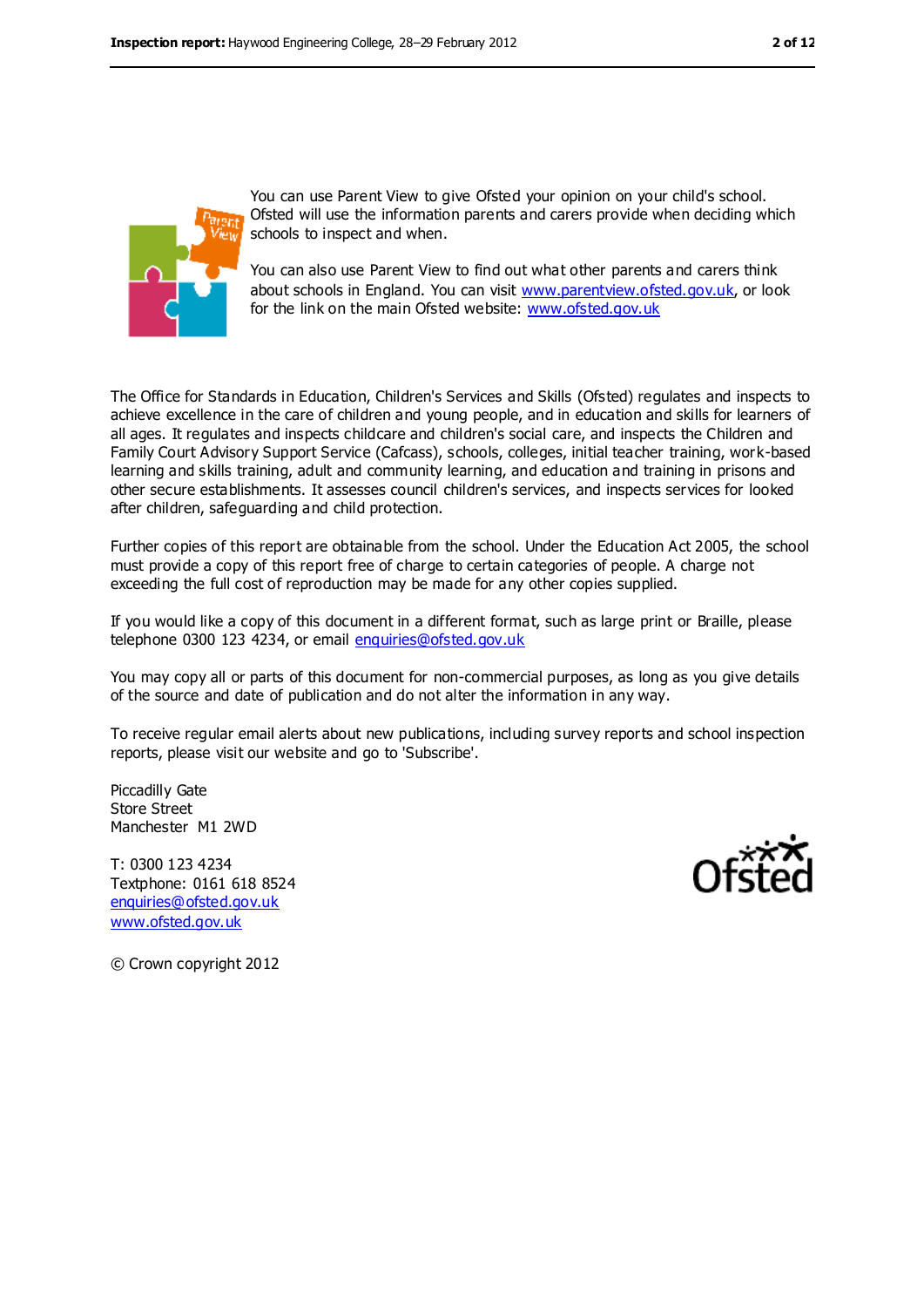You can use Parent View to give Ofsted your opinion on your child's school. Ofsted will use the information parents and carers provide when deciding which schools to inspect and when.

You can also use Parent View to find out what other parents and carers think about schools in England. You can visit www.parentview.ofsted.gov.uk, or look for the link on the main Ofsted website: www.ofsted.gov.uk

The Office for Standards in Education, Children's Services and Skills (Ofsted) regulates and inspects to achieve excellence in the care of children and young people, and in education and skills for learners of all ages. It regulates and inspects childcare and children's social care, and inspects the Children and Family Court Advisory Support Service (Cafcass), schools, colleges, initial teacher training, work-based learning and skills training, adult and community learning, and education and training in prisons and other secure establishments. It assesses council children's services, and inspects services for looked after children, safeguarding and child protection.

Further copies of this report are obtainable from the school. Under the Education Act 2005, the school must provide a copy of this report free of charge to certain categories of people. A charge not exceeding the full cost of reproduction may be made for any other copies supplied.

If you would like a copy of this document in a different format, such as large print or Braille, please telephone 0300 123 4234, or email enquiries@ofsted.gov.uk

You may copy all or parts of this document for non-commercial purposes, as long as you give details of the source and date of publication and do not alter the information in any way.

To receive regular email alerts about new publications, including survey reports and school inspection reports, please visit our website and go to 'Subscribe'.

Piccadilly Gate
Store Street
Manchester M1 2WD

T: 0300 123 4234
Textphone: 0161 618 8524
enquiries@ofsted.gov.uk
www.ofsted.gov.uk

© Crown copyright 2012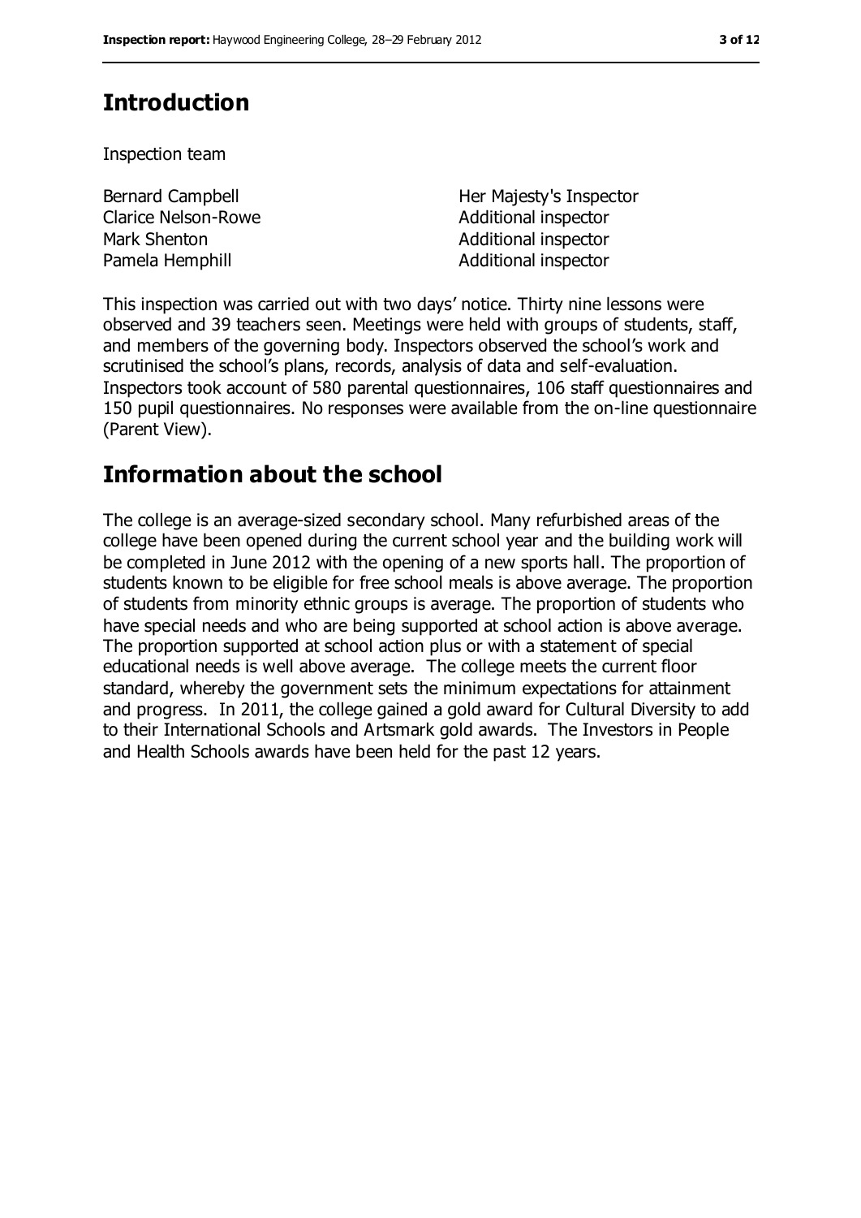## Introduction

Inspection team

| | |
|---|---|
| Bernard Campbell | Her Majesty's Inspector |
| Clarice Nelson-Rowe | Additional inspector |
| Mark Shenton | Additional inspector |
| Pamela Hemphill | Additional inspector |

This inspection was carried out with two days' notice. Thirty nine lessons were observed and 39 teachers seen. Meetings were held with groups of students, staff, and members of the governing body. Inspectors observed the school's work and scrutinised the school's plans, records, analysis of data and self-evaluation. Inspectors took account of 580 parental questionnaires, 106 staff questionnaires and 150 pupil questionnaires. No responses were available from the on-line questionnaire (Parent View).

## Information about the school

The college is an average-sized secondary school. Many refurbished areas of the college have been opened during the current school year and the building work will be completed in June 2012 with the opening of a new sports hall. The proportion of students known to be eligible for free school meals is above average. The proportion of students from minority ethnic groups is average. The proportion of students who have special needs and who are being supported at school action is above average. The proportion supported at school action plus or with a statement of special educational needs is well above average. The college meets the current floor standard, whereby the government sets the minimum expectations for attainment and progress. In 2011, the college gained a gold award for Cultural Diversity to add to their International Schools and Artsmark gold awards. The Investors in People and Health Schools awards have been held for the past 12 years.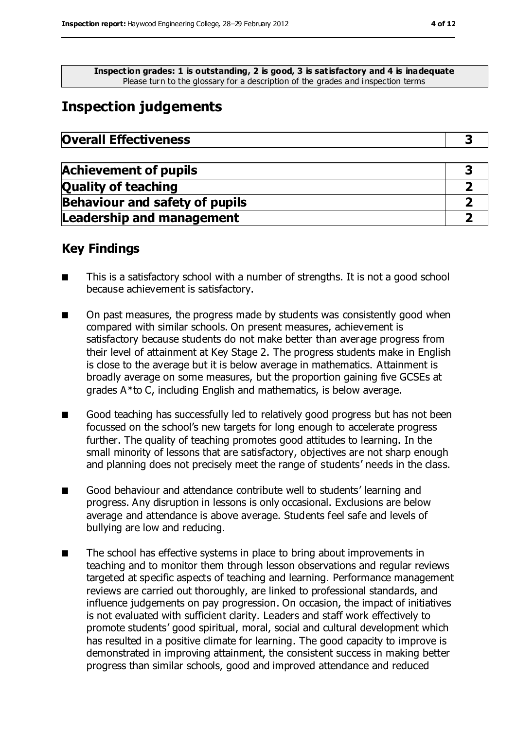**Inspection grades: 1 is outstanding, 2 is good, 3 is satisfactory and 4 is inadequate**
Please turn to the glossary for a description of the grades and inspection terms

## Inspection judgements

| **Overall Effectiveness** | **3** |
| --- | --- |

| **Achievement of pupils** | **3** |
| --- | --- |
| **Quality of teaching** | **2** |
| **Behaviour and safety of pupils** | **2** |
| **Leadership and management** | **2** |

### Key Findings

- This is a satisfactory school with a number of strengths. It is not a good school because achievement is satisfactory.
- On past measures, the progress made by students was consistently good when compared with similar schools. On present measures, achievement is satisfactory because students do not make better than average progress from their level of attainment at Key Stage 2. The progress students make in English is close to the average but it is below average in mathematics. Attainment is broadly average on some measures, but the proportion gaining five GCSEs at grades A*to C, including English and mathematics, is below average.
- Good teaching has successfully led to relatively good progress but has not been focussed on the school's new targets for long enough to accelerate progress further. The quality of teaching promotes good attitudes to learning. In the small minority of lessons that are satisfactory, objectives are not sharp enough and planning does not precisely meet the range of students' needs in the class.
- Good behaviour and attendance contribute well to students' learning and progress. Any disruption in lessons is only occasional. Exclusions are below average and attendance is above average. Students feel safe and levels of bullying are low and reducing.
- The school has effective systems in place to bring about improvements in teaching and to monitor them through lesson observations and regular reviews targeted at specific aspects of teaching and learning. Performance management reviews are carried out thoroughly, are linked to professional standards, and influence judgements on pay progression. On occasion, the impact of initiatives is not evaluated with sufficient clarity. Leaders and staff work effectively to promote students' good spiritual, moral, social and cultural development which has resulted in a positive climate for learning. The good capacity to improve is demonstrated in improving attainment, the consistent success in making better progress than similar schools, good and improved attendance and reduced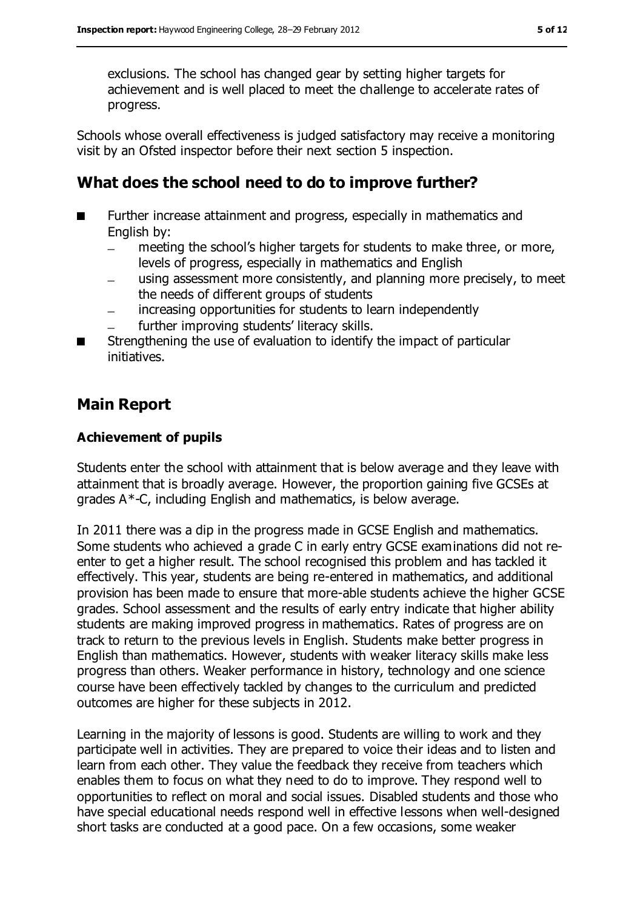exclusions. The school has changed gear by setting higher targets for achievement and is well placed to meet the challenge to accelerate rates of progress.

Schools whose overall effectiveness is judged satisfactory may receive a monitoring visit by an Ofsted inspector before their next section 5 inspection.

## What does the school need to do to improve further?

- Further increase attainment and progress, especially in mathematics and English by:
  - meeting the school's higher targets for students to make three, or more, levels of progress, especially in mathematics and English
  - using assessment more consistently, and planning more precisely, to meet the needs of different groups of students
  - increasing opportunities for students to learn independently
  - further improving students' literacy skills.
- Strengthening the use of evaluation to identify the impact of particular initiatives.

## Main Report

### Achievement of pupils

Students enter the school with attainment that is below average and they leave with attainment that is broadly average. However, the proportion gaining five GCSEs at grades A*-C, including English and mathematics, is below average.

In 2011 there was a dip in the progress made in GCSE English and mathematics. Some students who achieved a grade C in early entry GCSE examinations did not re-enter to get a higher result. The school recognised this problem and has tackled it effectively. This year, students are being re-entered in mathematics, and additional provision has been made to ensure that more-able students achieve the higher GCSE grades. School assessment and the results of early entry indicate that higher ability students are making improved progress in mathematics. Rates of progress are on track to return to the previous levels in English. Students make better progress in English than mathematics. However, students with weaker literacy skills make less progress than others. Weaker performance in history, technology and one science course have been effectively tackled by changes to the curriculum and predicted outcomes are higher for these subjects in 2012.

Learning in the majority of lessons is good. Students are willing to work and they participate well in activities. They are prepared to voice their ideas and to listen and learn from each other. They value the feedback they receive from teachers which enables them to focus on what they need to do to improve. They respond well to opportunities to reflect on moral and social issues. Disabled students and those who have special educational needs respond well in effective lessons when well-designed short tasks are conducted at a good pace. On a few occasions, some weaker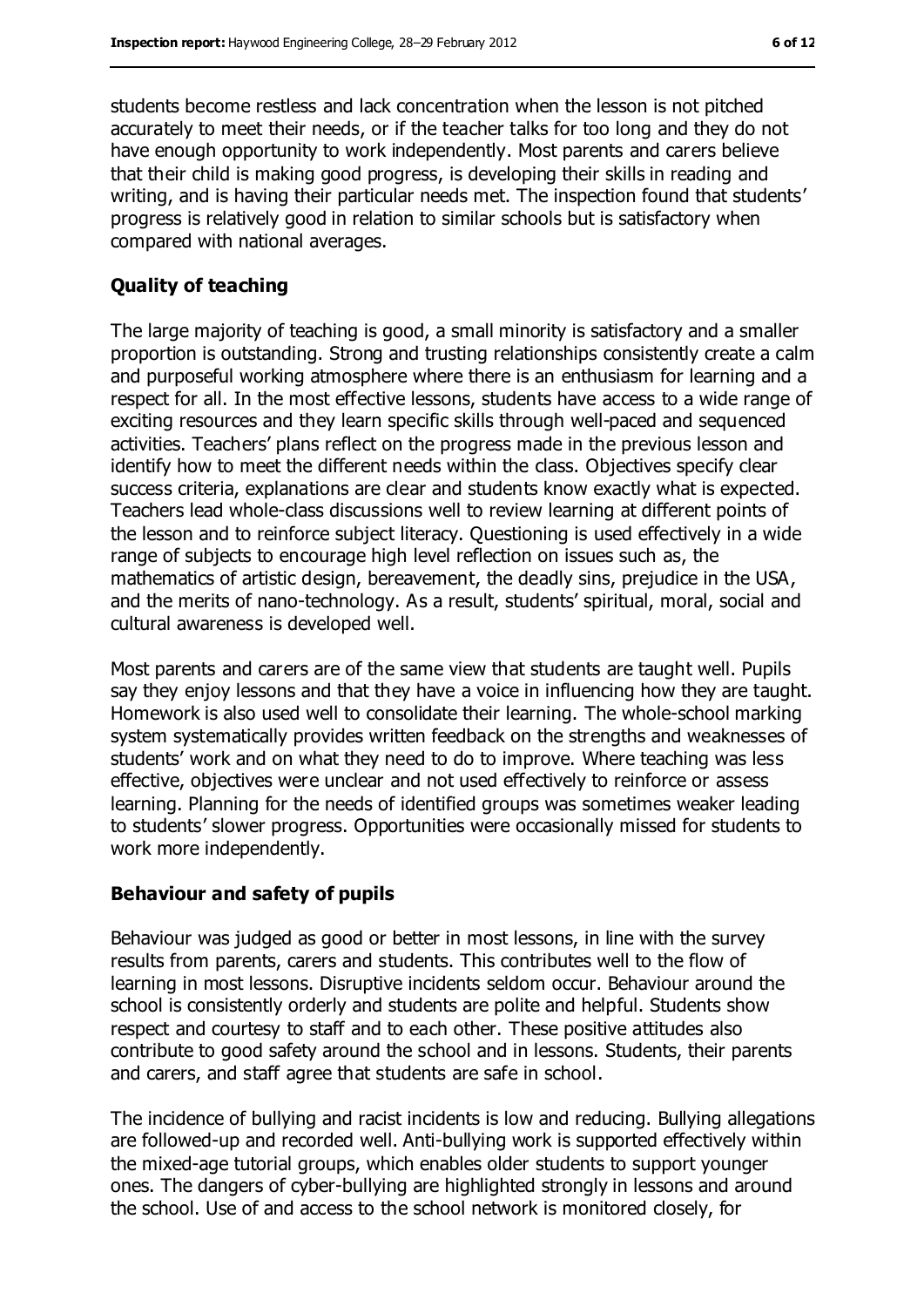students become restless and lack concentration when the lesson is not pitched accurately to meet their needs, or if the teacher talks for too long and they do not have enough opportunity to work independently. Most parents and carers believe that their child is making good progress, is developing their skills in reading and writing, and is having their particular needs met. The inspection found that students' progress is relatively good in relation to similar schools but is satisfactory when compared with national averages.

### Quality of teaching

The large majority of teaching is good, a small minority is satisfactory and a smaller proportion is outstanding. Strong and trusting relationships consistently create a calm and purposeful working atmosphere where there is an enthusiasm for learning and a respect for all. In the most effective lessons, students have access to a wide range of exciting resources and they learn specific skills through well-paced and sequenced activities. Teachers' plans reflect on the progress made in the previous lesson and identify how to meet the different needs within the class. Objectives specify clear success criteria, explanations are clear and students know exactly what is expected. Teachers lead whole-class discussions well to review learning at different points of the lesson and to reinforce subject literacy. Questioning is used effectively in a wide range of subjects to encourage high level reflection on issues such as, the mathematics of artistic design, bereavement, the deadly sins, prejudice in the USA, and the merits of nano-technology. As a result, students' spiritual, moral, social and cultural awareness is developed well.

Most parents and carers are of the same view that students are taught well. Pupils say they enjoy lessons and that they have a voice in influencing how they are taught. Homework is also used well to consolidate their learning. The whole-school marking system systematically provides written feedback on the strengths and weaknesses of students' work and on what they need to do to improve. Where teaching was less effective, objectives were unclear and not used effectively to reinforce or assess learning. Planning for the needs of identified groups was sometimes weaker leading to students' slower progress. Opportunities were occasionally missed for students to work more independently.

### Behaviour and safety of pupils

Behaviour was judged as good or better in most lessons, in line with the survey results from parents, carers and students. This contributes well to the flow of learning in most lessons. Disruptive incidents seldom occur. Behaviour around the school is consistently orderly and students are polite and helpful. Students show respect and courtesy to staff and to each other. These positive attitudes also contribute to good safety around the school and in lessons. Students, their parents and carers, and staff agree that students are safe in school.

The incidence of bullying and racist incidents is low and reducing. Bullying allegations are followed-up and recorded well. Anti-bullying work is supported effectively within the mixed-age tutorial groups, which enables older students to support younger ones. The dangers of cyber-bullying are highlighted strongly in lessons and around the school. Use of and access to the school network is monitored closely, for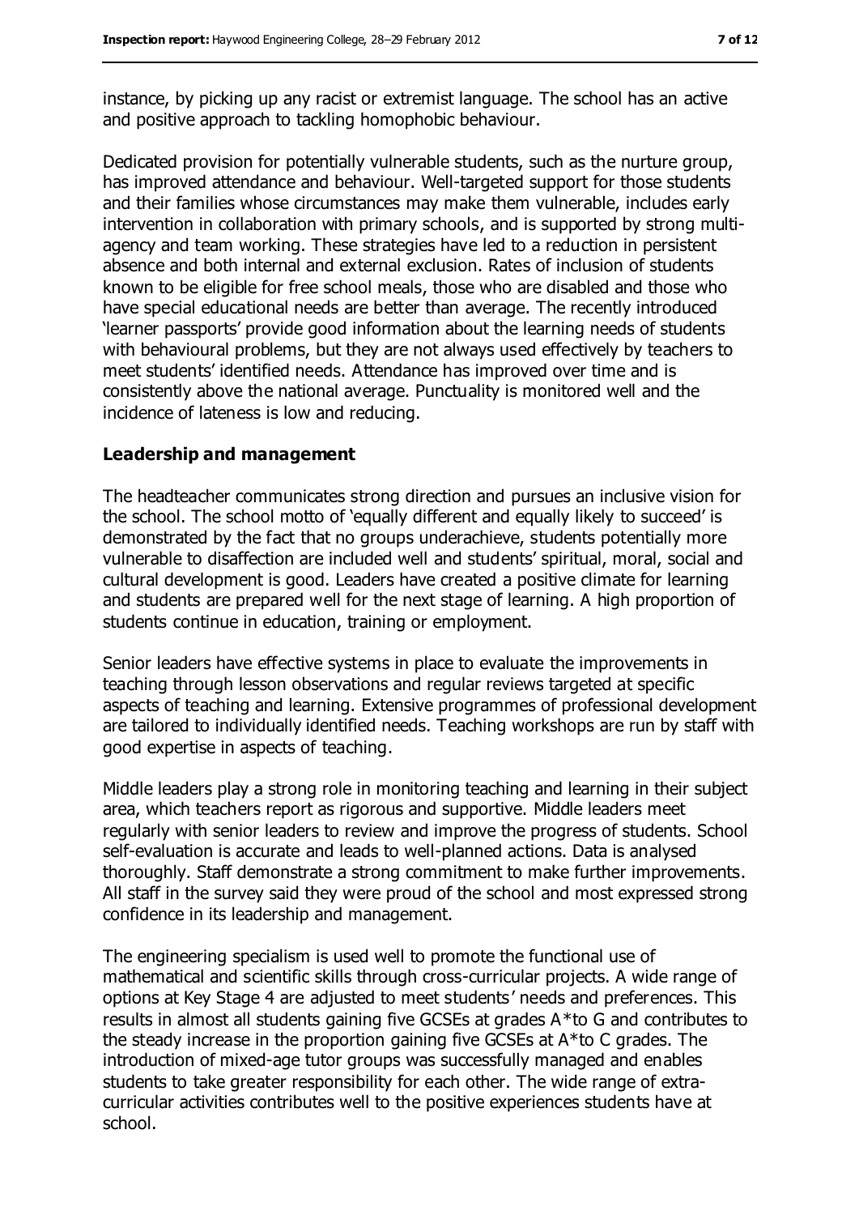instance, by picking up any racist or extremist language. The school has an active and positive approach to tackling homophobic behaviour.

Dedicated provision for potentially vulnerable students, such as the nurture group, has improved attendance and behaviour. Well-targeted support for those students and their families whose circumstances may make them vulnerable, includes early intervention in collaboration with primary schools, and is supported by strong multi-agency and team working. These strategies have led to a reduction in persistent absence and both internal and external exclusion. Rates of inclusion of students known to be eligible for free school meals, those who are disabled and those who have special educational needs are better than average. The recently introduced 'learner passports' provide good information about the learning needs of students with behavioural problems, but they are not always used effectively by teachers to meet students' identified needs. Attendance has improved over time and is consistently above the national average. Punctuality is monitored well and the incidence of lateness is low and reducing.

### Leadership and management

The headteacher communicates strong direction and pursues an inclusive vision for the school. The school motto of 'equally different and equally likely to succeed' is demonstrated by the fact that no groups underachieve, students potentially more vulnerable to disaffection are included well and students' spiritual, moral, social and cultural development is good. Leaders have created a positive climate for learning and students are prepared well for the next stage of learning. A high proportion of students continue in education, training or employment.

Senior leaders have effective systems in place to evaluate the improvements in teaching through lesson observations and regular reviews targeted at specific aspects of teaching and learning. Extensive programmes of professional development are tailored to individually identified needs. Teaching workshops are run by staff with good expertise in aspects of teaching.

Middle leaders play a strong role in monitoring teaching and learning in their subject area, which teachers report as rigorous and supportive. Middle leaders meet regularly with senior leaders to review and improve the progress of students. School self-evaluation is accurate and leads to well-planned actions. Data is analysed thoroughly. Staff demonstrate a strong commitment to make further improvements. All staff in the survey said they were proud of the school and most expressed strong confidence in its leadership and management.

The engineering specialism is used well to promote the functional use of mathematical and scientific skills through cross-curricular projects. A wide range of options at Key Stage 4 are adjusted to meet students' needs and preferences. This results in almost all students gaining five GCSEs at grades A*to G and contributes to the steady increase in the proportion gaining five GCSEs at A*to C grades. The introduction of mixed-age tutor groups was successfully managed and enables students to take greater responsibility for each other. The wide range of extra-curricular activities contributes well to the positive experiences students have at school.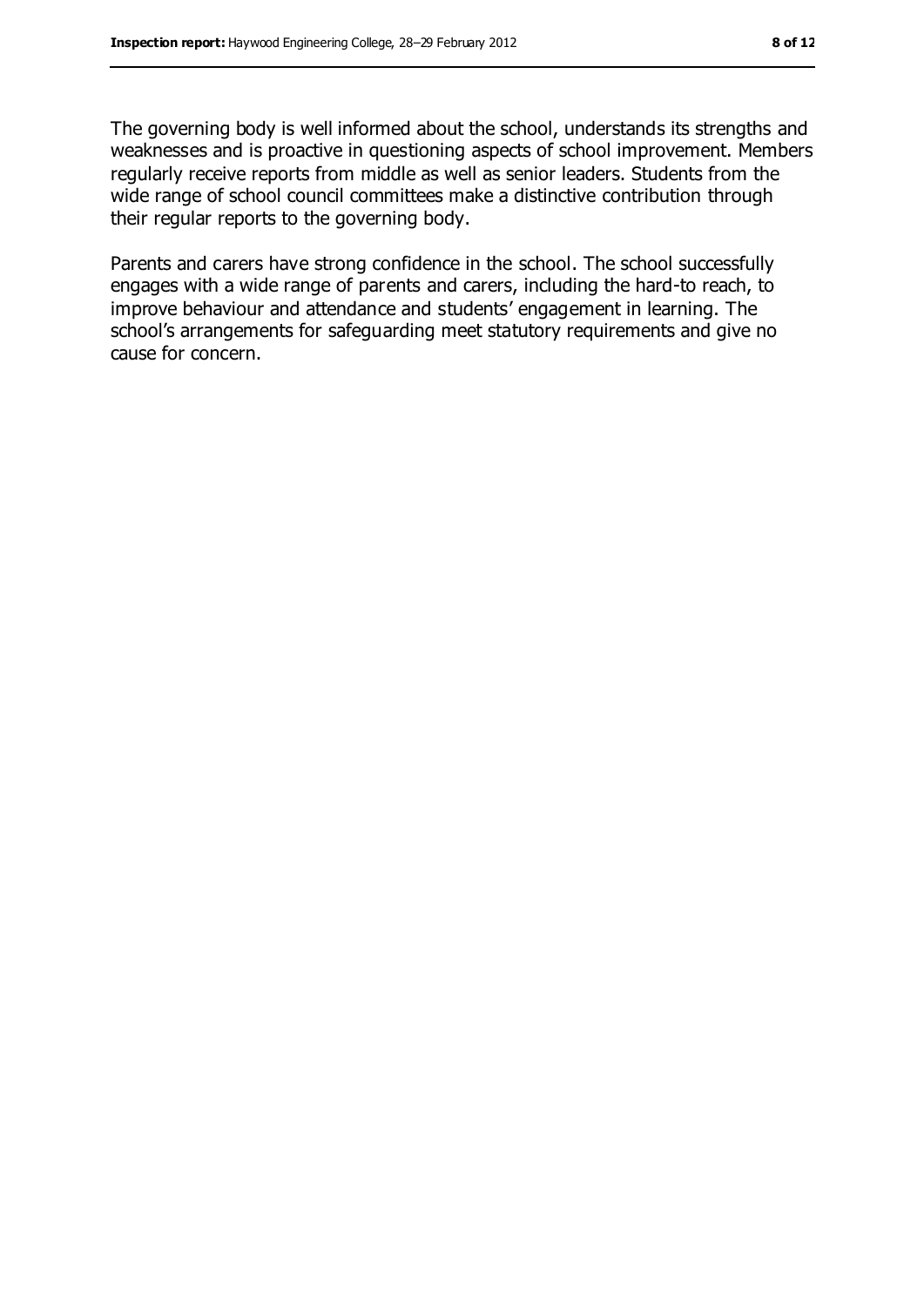The governing body is well informed about the school, understands its strengths and weaknesses and is proactive in questioning aspects of school improvement. Members regularly receive reports from middle as well as senior leaders. Students from the wide range of school council committees make a distinctive contribution through their regular reports to the governing body.

Parents and carers have strong confidence in the school. The school successfully engages with a wide range of parents and carers, including the hard-to reach, to improve behaviour and attendance and students' engagement in learning. The school's arrangements for safeguarding meet statutory requirements and give no cause for concern.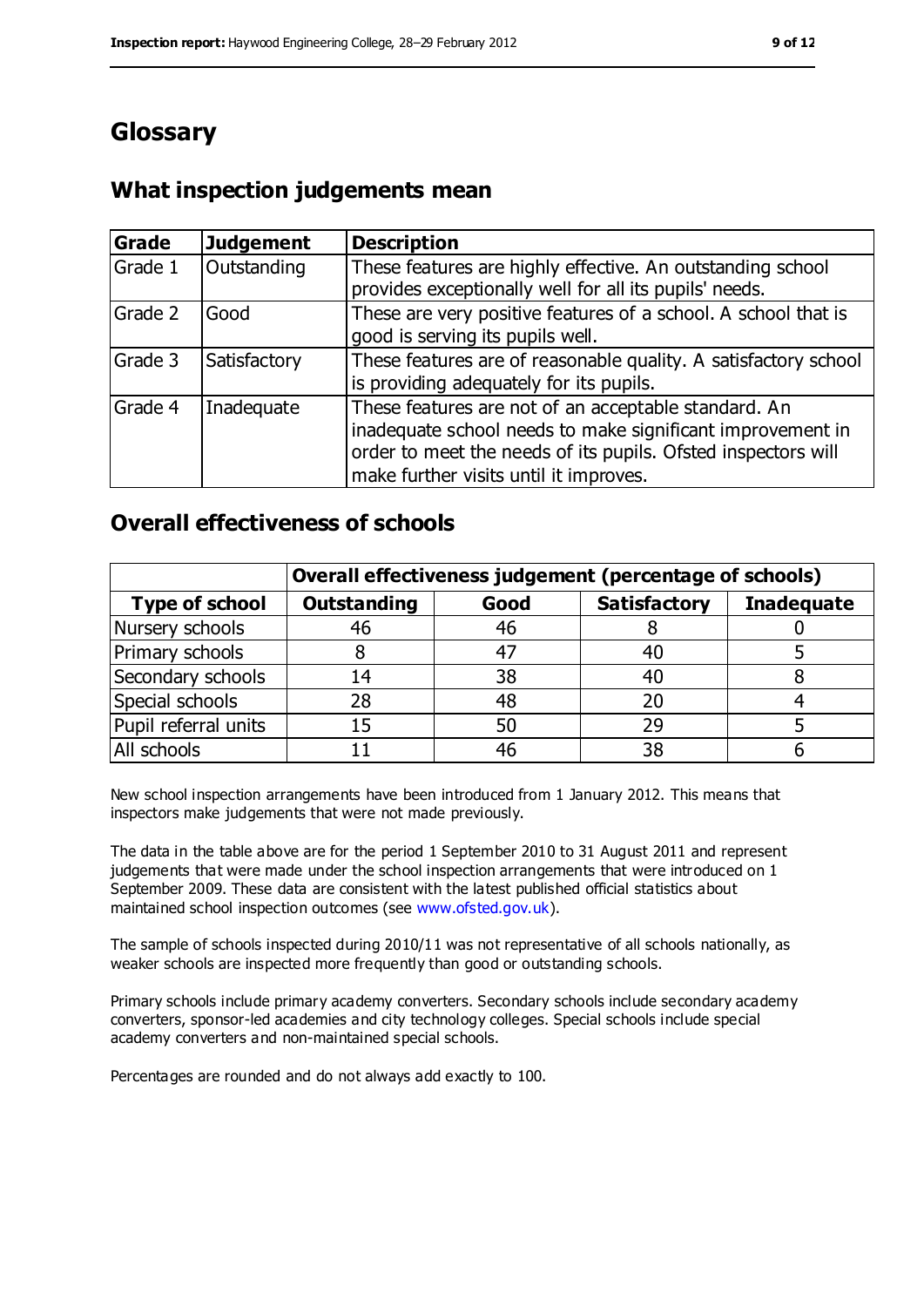# Glossary

## What inspection judgements mean

| Grade | Judgement | Description |
|---|---|---|
| Grade 1 | Outstanding | These features are highly effective. An outstanding school provides exceptionally well for all its pupils' needs. |
| Grade 2 | Good | These are very positive features of a school. A school that is good is serving its pupils well. |
| Grade 3 | Satisfactory | These features are of reasonable quality. A satisfactory school is providing adequately for its pupils. |
| Grade 4 | Inadequate | These features are not of an acceptable standard. An inadequate school needs to make significant improvement in order to meet the needs of its pupils. Ofsted inspectors will make further visits until it improves. |

## Overall effectiveness of schools

| | Overall effectiveness judgement (percentage of schools) | | | |
|---|---|---|---|---|
| **Type of school** | **Outstanding** | **Good** | **Satisfactory** | **Inadequate** |
| Nursery schools | 46 | 46 | 8 | 0 |
| Primary schools | 8 | 47 | 40 | 5 |
| Secondary schools | 14 | 38 | 40 | 8 |
| Special schools | 28 | 48 | 20 | 4 |
| Pupil referral units | 15 | 50 | 29 | 5 |
| All schools | 11 | 46 | 38 | 6 |

New school inspection arrangements have been introduced from 1 January 2012. This means that inspectors make judgements that were not made previously.

The data in the table above are for the period 1 September 2010 to 31 August 2011 and represent judgements that were made under the school inspection arrangements that were introduced on 1 September 2009. These data are consistent with the latest published official statistics about maintained school inspection outcomes (see www.ofsted.gov.uk).

The sample of schools inspected during 2010/11 was not representative of all schools nationally, as weaker schools are inspected more frequently than good or outstanding schools.

Primary schools include primary academy converters. Secondary schools include secondary academy converters, sponsor-led academies and city technology colleges. Special schools include special academy converters and non-maintained special schools.

Percentages are rounded and do not always add exactly to 100.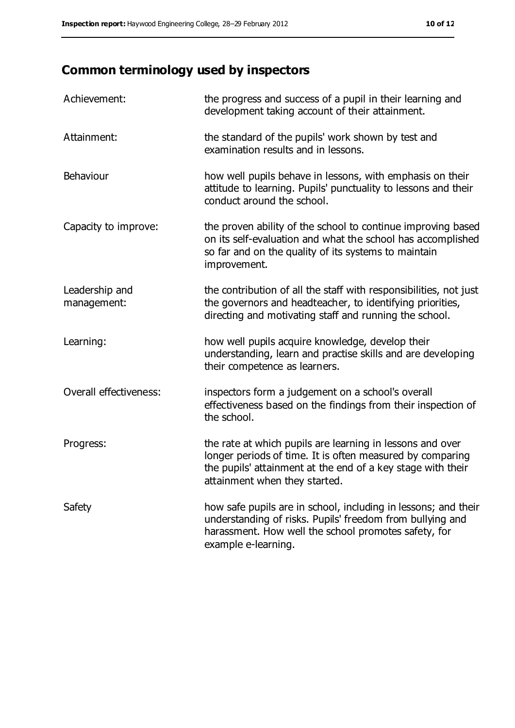## Common terminology used by inspectors

| | |
|---|---|
| Achievement: | the progress and success of a pupil in their learning and development taking account of their attainment. |
| Attainment: | the standard of the pupils' work shown by test and examination results and in lessons. |
| Behaviour | how well pupils behave in lessons, with emphasis on their attitude to learning. Pupils' punctuality to lessons and their conduct around the school. |
| Capacity to improve: | the proven ability of the school to continue improving based on its self-evaluation and what the school has accomplished so far and on the quality of its systems to maintain improvement. |
| Leadership and management: | the contribution of all the staff with responsibilities, not just the governors and headteacher, to identifying priorities, directing and motivating staff and running the school. |
| Learning: | how well pupils acquire knowledge, develop their understanding, learn and practise skills and are developing their competence as learners. |
| Overall effectiveness: | inspectors form a judgement on a school's overall effectiveness based on the findings from their inspection of the school. |
| Progress: | the rate at which pupils are learning in lessons and over longer periods of time. It is often measured by comparing the pupils' attainment at the end of a key stage with their attainment when they started. |
| Safety | how safe pupils are in school, including in lessons; and their understanding of risks. Pupils' freedom from bullying and harassment. How well the school promotes safety, for example e-learning. |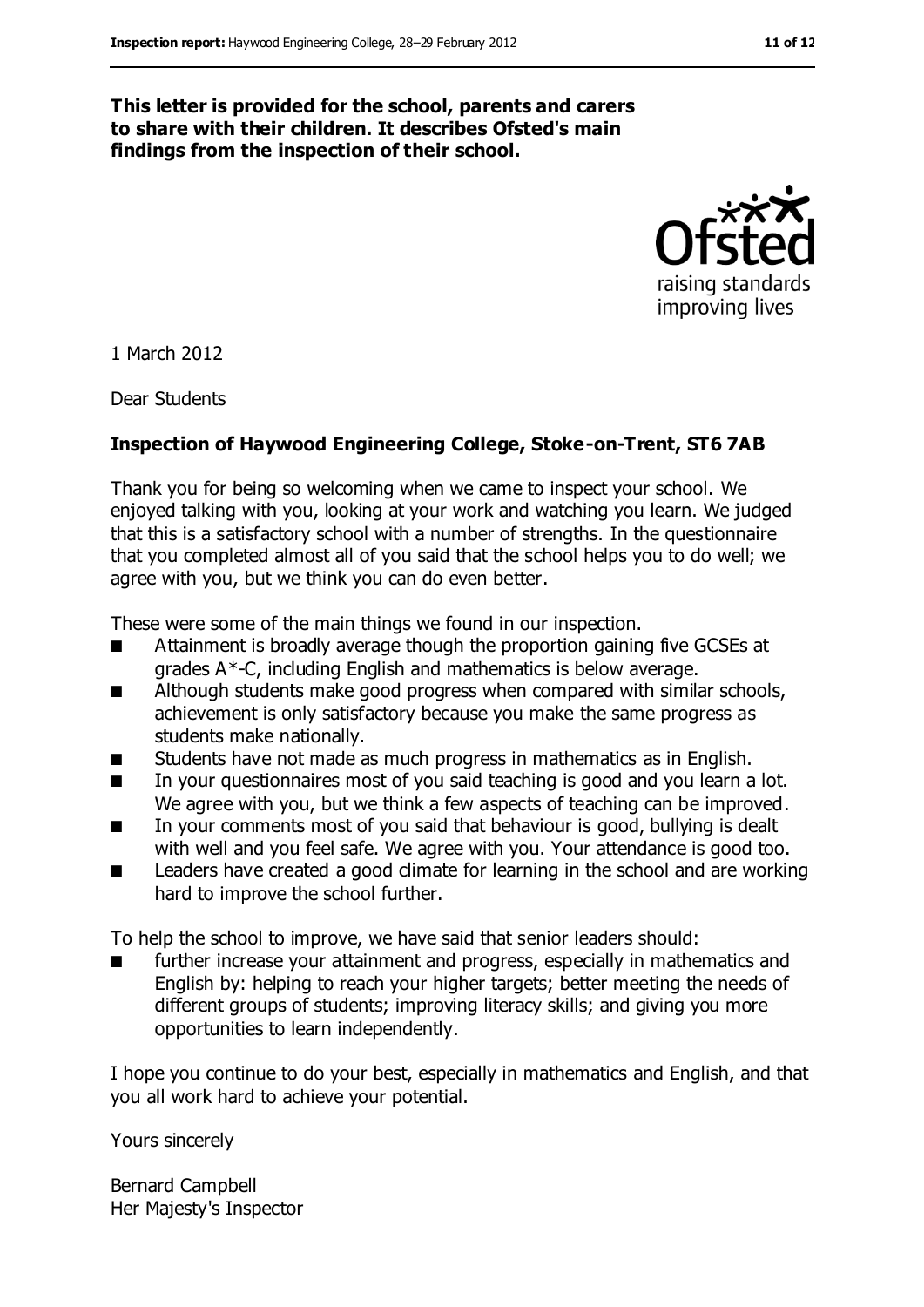**This letter is provided for the school, parents and carers to share with their children. It describes Ofsted's main findings from the inspection of their school.**

1 March 2012

Dear Students

**Inspection of Haywood Engineering College, Stoke-on-Trent, ST6 7AB**

Thank you for being so welcoming when we came to inspect your school. We enjoyed talking with you, looking at your work and watching you learn. We judged that this is a satisfactory school with a number of strengths. In the questionnaire that you completed almost all of you said that the school helps you to do well; we agree with you, but we think you can do even better.

These were some of the main things we found in our inspection.

- Attainment is broadly average though the proportion gaining five GCSEs at grades A*-C, including English and mathematics is below average.
- Although students make good progress when compared with similar schools, achievement is only satisfactory because you make the same progress as students make nationally.
- Students have not made as much progress in mathematics as in English.
- In your questionnaires most of you said teaching is good and you learn a lot. We agree with you, but we think a few aspects of teaching can be improved.
- In your comments most of you said that behaviour is good, bullying is dealt with well and you feel safe. We agree with you. Your attendance is good too.
- Leaders have created a good climate for learning in the school and are working hard to improve the school further.

To help the school to improve, we have said that senior leaders should:

- further increase your attainment and progress, especially in mathematics and English by: helping to reach your higher targets; better meeting the needs of different groups of students; improving literacy skills; and giving you more opportunities to learn independently.

I hope you continue to do your best, especially in mathematics and English, and that you all work hard to achieve your potential.

Yours sincerely

Bernard Campbell
Her Majesty's Inspector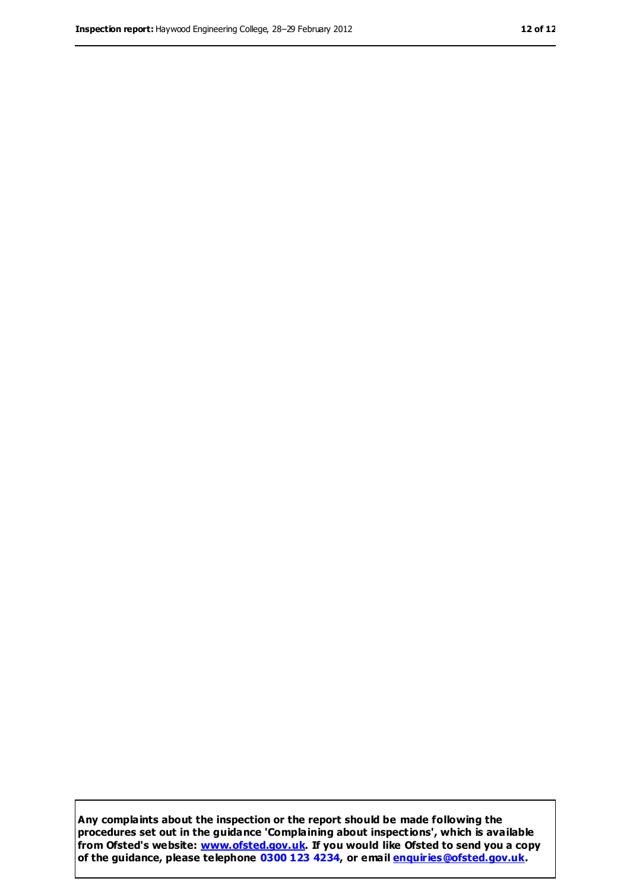**Any complaints about the inspection or the report should be made following the procedures set out in the guidance 'Complaining about inspections', which is available from Ofsted's website: www.ofsted.gov.uk. If you would like Ofsted to send you a copy of the guidance, please telephone 0300 123 4234, or email enquiries@ofsted.gov.uk.**